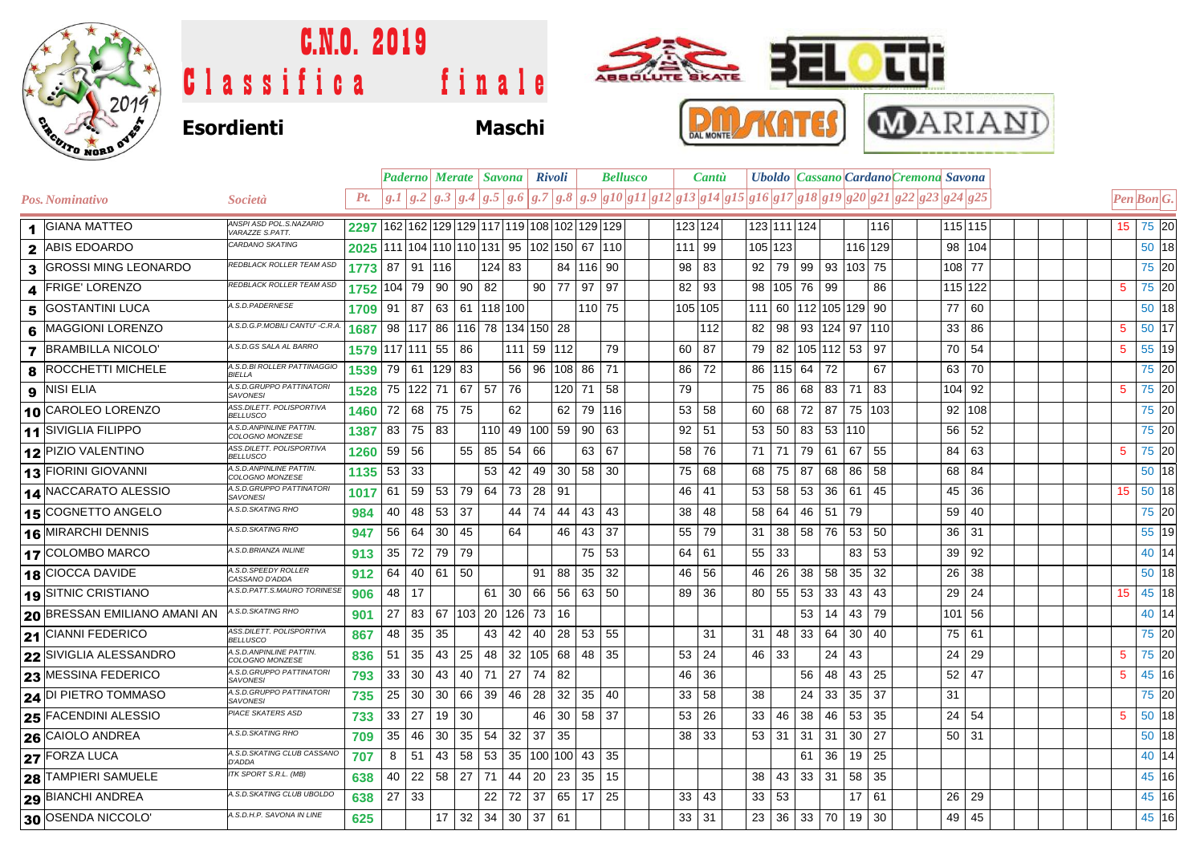# C.N.O. 2019

# Classifica finale

**Esordienti** **Maschi**

| | | | | Paderno | | Merate | | Savona | | Rivoli | | Bellusco | | | | Cantù | | | Uboldo | | Cassano | | Cardano | | Cremona | | Savona | | | | |
|---|---|---|---|---|---|---|---|---|---|---|---|---|---|---|---|---|---|---|---|---|---|---|---|---|---|---|---|---|---|---|---|
| **Pos.** | **Nominativo** | **Società** | **Pt.** | g.1 | g.2 | g.3 | g.4 | g.5 | g.6 | g.7 | g.8 | g.9 | g10 | g11 | g12 | g13 | g14 | g15 | g16 | g17 | g18 | g19 | g20 | g21 | g22 | g23 | g24 | g25 | Pen | Bon | G. |
| 1 | GIANA MATTEO | ANSPI ASD POL.S.NAZARIO VARAZZE S.PATT. | 2297 | 162 | 162 | 129 | 129 | 117 | 119 | 108 | 102 | 129 | 129 | | | 123 | 124 | | 123 | 111 | 124 | | | 116 | | | 115 | 115 | 15 | 75 | 20 |
| 2 | ABIS EDOARDO | CARDANO SKATING | 2025 | 111 | 104 | 110 | 110 | 131 | 95 | 102 | 150 | 67 | 110 | | | 111 | 99 | | 105 | 123 | | | 116 | 129 | | | 98 | 104 | | 50 | 18 |
| 3 | GROSSI MING LEONARDO | REDBLACK ROLLER TEAM ASD | 1773 | 87 | 91 | 116 | | 124 | 83 | | 84 | 116 | 90 | | | 98 | 83 | | 92 | 79 | 99 | 93 | 103 | 75 | | | 108 | 77 | | 75 | 20 |
| 4 | FRIGE' LORENZO | REDBLACK ROLLER TEAM ASD | 1752 | 104 | 79 | 90 | 90 | 82 | | 90 | 77 | 97 | 97 | | | 82 | 93 | | 98 | 105 | 76 | 99 | | 86 | | | 115 | 122 | 5 | 75 | 20 |
| 5 | GOSTANTINI LUCA | A.S.D.PADERNESE | 1709 | 91 | 87 | 63 | 61 | 118 | 100 | | | 110 | 75 | | | 105 | 105 | | 111 | 60 | 112 | 105 | 129 | 90 | | | 77 | 60 | | 50 | 18 |
| 6 | MAGGIONI LORENZO | A.S.D.G.P.MOBILI CANTU' -C.R.A. | 1687 | 98 | 117 | 86 | 116 | 78 | 134 | 150 | 28 | | | | | | 112 | | 82 | 98 | 93 | 124 | 97 | 110 | | | 33 | 86 | 5 | 50 | 17 |
| 7 | BRAMBILLA NICOLO' | A.S.D.GS SALA AL BARRO | 1579 | 117 | 111 | 55 | 86 | | 111 | 59 | 112 | | 79 | | | 60 | 87 | | 79 | 82 | 105 | 112 | 53 | 97 | | | 70 | 54 | 5 | 55 | 19 |
| 8 | ROCCHETTI MICHELE | A.S.D.BI ROLLER PATTINAGGIO BIELLA | 1539 | 79 | 61 | 129 | 83 | | 56 | 96 | 108 | 86 | 71 | | | 86 | 72 | | 86 | 115 | 64 | 72 | | 67 | | | 63 | 70 | | 75 | 20 |
| 9 | NISI ELIA | A.S.D.GRUPPO PATTINATORI SAVONESI | 1528 | 75 | 122 | 71 | 67 | 57 | 76 | | 120 | 71 | 58 | | | 79 | | | 75 | 86 | 68 | 83 | 71 | 83 | | | 104 | 92 | 5 | 75 | 20 |
| 10 | CAROLEO LORENZO | ASS.DILETT. POLISPORTIVA BELLUSCO | 1460 | 72 | 68 | 75 | 75 | | 62 | | 62 | 79 | 116 | | | 53 | 58 | | 60 | 68 | 72 | 87 | 75 | 103 | | | 92 | 108 | | 75 | 20 |
| 11 | SIVIGLIA FILIPPO | A.S.D.ANPINLINE PATTIN. COLOGNO MONZESE | 1387 | 83 | 75 | 83 | | 110 | 49 | 100 | 59 | 90 | 63 | | | 92 | 51 | | 53 | 50 | 83 | 53 | 110 | | | | 56 | 52 | | 75 | 20 |
| 12 | PIZIO VALENTINO | ASS.DILETT. POLISPORTIVA BELLUSCO | 1260 | 59 | 56 | | 55 | 85 | 54 | 66 | | 63 | 67 | | | 58 | 76 | | 71 | 71 | 79 | 61 | 67 | 55 | | | 84 | 63 | 5 | 75 | 20 |
| 13 | FIORINI GIOVANNI | A.S.D.ANPINLINE PATTIN. COLOGNO MONZESE | 1135 | 53 | 33 | | | 53 | 42 | 49 | 30 | 58 | 30 | | | 75 | 68 | | 68 | 75 | 87 | 68 | 86 | 58 | | | 68 | 84 | | 50 | 18 |
| 14 | NACCARATO ALESSIO | A.S.D.GRUPPO PATTINATORI SAVONESI | 1017 | 61 | 59 | 53 | 79 | 64 | 73 | 28 | 91 | | | | | 46 | 41 | | 53 | 58 | 53 | 36 | 61 | 45 | | | 45 | 36 | 15 | 50 | 18 |
| 15 | COGNETTO ANGELO | A.S.D.SKATING RHO | 984 | 40 | 48 | 53 | 37 | | 44 | 74 | 44 | 43 | 43 | | | 38 | 48 | | 58 | 64 | 46 | 51 | 79 | | | | 59 | 40 | | 75 | 20 |
| 16 | MIRARCHI DENNIS | A.S.D.SKATING RHO | 947 | 56 | 64 | 30 | 45 | | 64 | | 46 | 43 | 37 | | | 55 | 79 | | 31 | 38 | 58 | 76 | 53 | 50 | | | 36 | 31 | | 55 | 19 |
| 17 | COLOMBO MARCO | A.S.D.BRIANZA INLINE | 913 | 35 | 72 | 79 | 79 | | | | | 75 | 53 | | | 64 | 61 | | 55 | 33 | | | 83 | 53 | | | 39 | 92 | | 40 | 14 |
| 18 | CIOCCA DAVIDE | A.S.D.SPEEDY ROLLER CASSANO D'ADDA | 912 | 64 | 40 | 61 | 50 | | | 91 | 88 | 35 | 32 | | | 46 | 56 | | 46 | 26 | 38 | 58 | 35 | 32 | | | 26 | 38 | | 50 | 18 |
| 19 | SITNIC CRISTIANO | A.S.D.PATT.S.MAURO TORINESE | 906 | 48 | 17 | | | 61 | 30 | 66 | 56 | 63 | 50 | | | 89 | 36 | | 80 | 55 | 53 | 33 | 43 | 43 | | | 29 | 24 | 15 | 45 | 18 |
| 20 | BRESSAN EMILIANO AMANI AN | A.S.D.SKATING RHO | 901 | 27 | 83 | 67 | 103 | 20 | 126 | 73 | 16 | | | | | | | | | | 53 | 14 | 43 | 79 | | | 101 | 56 | | 40 | 14 |
| 21 | CIANNI FEDERICO | ASS.DILETT. POLISPORTIVA BELLUSCO | 867 | 48 | 35 | 35 | | 43 | 42 | 40 | 28 | 53 | 55 | | | | 31 | | 31 | 48 | 33 | 64 | 30 | 40 | | | 75 | 61 | | 75 | 20 |
| 22 | SIVIGLIA ALESSANDRO | A.S.D.ANPINLINE PATTIN. COLOGNO MONZESE | 836 | 51 | 35 | 43 | 25 | 48 | 32 | 105 | 68 | 48 | 35 | | | 53 | 24 | | 46 | 33 | | 24 | 43 | | | | 24 | 29 | 5 | 75 | 20 |
| 23 | MESSINA FEDERICO | A.S.D.GRUPPO PATTINATORI SAVONESI | 793 | 33 | 30 | 43 | 40 | 71 | 27 | 74 | 82 | | | | | 46 | 36 | | | | 56 | 48 | 43 | 25 | | | 52 | 47 | 5 | 45 | 16 |
| 24 | DI PIETRO TOMMASO | A.S.D.GRUPPO PATTINATORI SAVONESI | 735 | 25 | 30 | 30 | 66 | 39 | 46 | 28 | 32 | 35 | 40 | | | 33 | 58 | | 38 | | 24 | 33 | 35 | 37 | | | 31 | | | 75 | 20 |
| 25 | FACENDINI ALESSIO | PIACE SKATERS ASD | 733 | 33 | 27 | 19 | 30 | | | 46 | 30 | 58 | 37 | | | 53 | 26 | | 33 | 46 | 38 | 46 | 53 | 35 | | | 24 | 54 | 5 | 50 | 18 |
| 26 | CAIOLO ANDREA | A.S.D.SKATING RHO | 709 | 35 | 46 | 30 | 35 | 54 | 32 | 37 | 35 | | | | | 38 | 33 | | 53 | 31 | 31 | 31 | 30 | 27 | | | 50 | 31 | | 50 | 18 |
| 27 | FORZA LUCA | A.S.D.SKATING CLUB CASSANO D'ADDA | 707 | 8 | 51 | 43 | 58 | 53 | 35 | 100 | 100 | 43 | 35 | | | | | | | | 61 | 36 | 19 | 25 | | | | | | 40 | 14 |
| 28 | TAMPIERI SAMUELE | ITK SPORT S.R.L. (MB) | 638 | 40 | 22 | 58 | 27 | 71 | 44 | 20 | 23 | 35 | 15 | | | | | | 38 | 43 | 33 | 31 | 58 | 35 | | | | | | 45 | 16 |
| 29 | BIANCHI ANDREA | A.S.D.SKATING CLUB UBOLDO | 638 | 27 | 33 | | | 22 | 72 | 37 | 65 | 17 | 25 | | | 33 | 43 | | 33 | 53 | | | 17 | 61 | | | 26 | 29 | | 45 | 16 |
| 30 | OSENDA NICCOLO' | A.S.D.H.P. SAVONA IN LINE | 625 | | | 17 | 32 | 34 | 30 | 37 | 61 | | | | | 33 | 31 | | 23 | 36 | 33 | 70 | 19 | 30 | | | 49 | 45 | | 45 | 16 |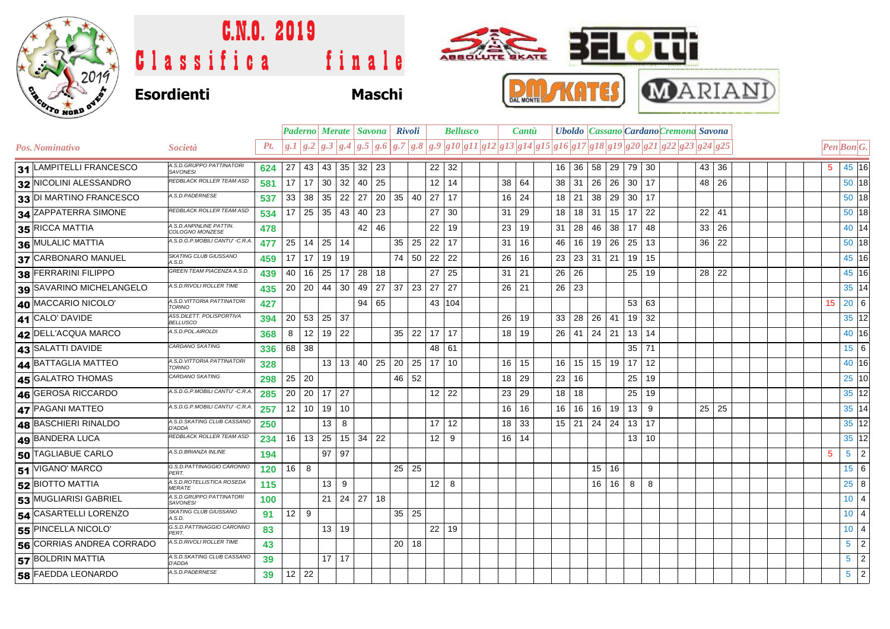# C.N.O. 2019

# Classifica finale

**Esordienti** **Maschi**

| | | | | Paderno | | Merate | | Savona | | Rivoli | | Bellusco | | | | Cantù | | | Uboldo | | Cassano | | Cardano | | Cremona | | Savona | | | | |
|---|---|---|---|---|---|---|---|---|---|---|---|---|---|---|---|---|---|---|---|---|---|---|---|---|---|---|---|---|---|---|---|
| Pos. | Nominativo | Società | Pt. | g.1 | g.2 | g.3 | g.4 | g.5 | g.6 | g.7 | g.8 | g.9 | g10 | g11 | g12 | g13 | g14 | g15 | g16 | g17 | g18 | g19 | g20 | g21 | g22 | g23 | g24 | g25 | Pen | Bon | G. |
| 31 | LAMPITELLI FRANCESCO | A.S.D.GRUPPO PATTINATORI SAVONESI | 624 | 27 | 43 | 43 | 35 | 32 | 23 | | | 22 | 32 | | | | | | 16 | 36 | 58 | 29 | 79 | 30 | | | 43 | 36 | 5 | 45 | 16 |
| 32 | NICOLINI ALESSANDRO | REDBLACK ROLLER TEAM ASD | 581 | 17 | 17 | 30 | 32 | 40 | 25 | | | 12 | 14 | | | 38 | 64 | | 38 | 31 | 26 | 26 | 30 | 17 | | | 48 | 26 | | 50 | 18 |
| 33 | DI MARTINO FRANCESCO | A.S.D.PADERNESE | 537 | 33 | 38 | 35 | 22 | 27 | 20 | 35 | 40 | 27 | 17 | | | 16 | 24 | | 18 | 21 | 38 | 29 | 30 | 17 | | | | | | 50 | 18 |
| 34 | ZAPPATERRA SIMONE | REDBLACK ROLLER TEAM ASD | 534 | 17 | 25 | 35 | 43 | 40 | 23 | | | 27 | 30 | | | 31 | 29 | | 18 | 18 | 31 | 15 | 17 | 22 | | | 22 | 41 | | 50 | 18 |
| 35 | RICCA MATTIA | A.S.D.ANPINLINE PATTIN. COLOGNO MONZESE | 478 | | | | | 42 | 46 | | | 22 | 19 | | | 23 | 19 | | 31 | 28 | 46 | 38 | 17 | 48 | | | 33 | 26 | | 40 | 14 |
| 36 | MULALIC MATTIA | A.S.D.G.P.MOBILI CANTU' -C.R.A. | 477 | 25 | 14 | 25 | 14 | | | 35 | 25 | 22 | 17 | | | 31 | 16 | | 46 | 16 | 19 | 26 | 25 | 13 | | | 36 | 22 | | 50 | 18 |
| 37 | CARBONARO MANUEL | SKATING CLUB GIUSSANO A.S.D. | 459 | 17 | 17 | 19 | 19 | | | 74 | 50 | 22 | 22 | | | 26 | 16 | | 23 | 23 | 31 | 21 | 19 | 15 | | | | | | 45 | 16 |
| 38 | FERRARINI FILIPPO | GREEN TEAM PIACENZA A.S.D. | 439 | 40 | 16 | 25 | 17 | 28 | 18 | | | 27 | 25 | | | 31 | 21 | | 26 | 26 | | | 25 | 19 | | | 28 | 22 | | 45 | 16 |
| 39 | SAVARINO MICHELANGELO | A.S.D.RIVOLI ROLLER TIME | 435 | 20 | 20 | 44 | 30 | 49 | 27 | 37 | 23 | 27 | 27 | | | 26 | 21 | | 26 | 23 | | | | | | | | | | 35 | 14 |
| 40 | MACCARIO NICOLO' | A.S.D.VITTORIA PATTINATORI TORINO | 427 | | | | | 94 | 65 | | | 43 | 104 | | | | | | | | | | 53 | 63 | | | | | 15 | 20 | 6 |
| 41 | CALO' DAVIDE | ASS.DILETT. POLISPORTIVA BELLUSCO | 394 | 20 | 53 | 25 | 37 | | | | | | | | | 26 | 19 | | 33 | 28 | 26 | 41 | 19 | 32 | | | | | | 35 | 12 |
| 42 | DELL'ACQUA MARCO | A.S.D.POL.AIROLDI | 368 | 8 | 12 | 19 | 22 | | | 35 | 22 | 17 | 17 | | | 18 | 19 | | 26 | 41 | 24 | 21 | 13 | 14 | | | | | | 40 | 16 |
| 43 | SALATTI DAVIDE | CARDANO SKATING | 336 | 68 | 38 | | | | | | | 48 | 61 | | | | | | | | | | 35 | 71 | | | | | | 15 | 6 |
| 44 | BATTAGLIA MATTEO | A.S.D.VITTORIA PATTINATORI TORINO | 328 | | | 13 | 13 | 40 | 25 | 20 | 25 | 17 | 10 | | | 16 | 15 | | 16 | 15 | 15 | 19 | 17 | 12 | | | | | | 40 | 16 |
| 45 | GALATRO THOMAS | CARDANO SKATING | 298 | 25 | 20 | | | | | 46 | 52 | | | | | 18 | 29 | | 23 | 16 | | | 25 | 19 | | | | | | 25 | 10 |
| 46 | GEROSA RICCARDO | A.S.D.G.P.MOBILI CANTU' -C.R.A. | 285 | 20 | 20 | 17 | 27 | | | | | 12 | 22 | | | 23 | 29 | | 18 | 18 | | | 25 | 19 | | | | | | 35 | 12 |
| 47 | PAGANI MATTEO | A.S.D.G.P.MOBILI CANTU' -C.R.A. | 257 | 12 | 10 | 19 | 10 | | | | | | | | | 16 | 16 | | 16 | 16 | 16 | 19 | 13 | 9 | | | 25 | 25 | | 35 | 14 |
| 48 | BASCHIERI RINALDO | A.S.D.SKATING CLUB CASSANO D'ADDA | 250 | | | 13 | 8 | | | | | 17 | 12 | | | 18 | 33 | | 15 | 21 | 24 | 24 | 13 | 17 | | | | | | 35 | 12 |
| 49 | BANDERA LUCA | REDBLACK ROLLER TEAM ASD | 234 | 16 | 13 | 25 | 15 | 34 | 22 | | | 12 | 9 | | | 16 | 14 | | | | | | 13 | 10 | | | | | | 35 | 12 |
| 50 | TAGLIABUE CARLO | A.S.D.BRIANZA INLINE | 194 | | | 97 | 97 | | | | | | | | | | | | | | | | | | | | | | 5 | 5 | 2 |
| 51 | VIGANO' MARCO | G.S.D.PATTINAGGIO CARONNO PERT. | 120 | 16 | 8 | | | | | 25 | 25 | | | | | | | | | | 15 | 16 | | | | | | | | 15 | 6 |
| 52 | BIOTTO MATTIA | A.S.D.ROTELLISTICA ROSEDA MERATE | 115 | | | 13 | 9 | | | | | 12 | 8 | | | | | | | | 16 | 16 | 8 | 8 | | | | | | 25 | 8 |
| 53 | MUGLIARISI GABRIEL | A.S.D.GRUPPO PATTINATORI SAVONESI | 100 | | | 21 | 24 | 27 | 18 | | | | | | | | | | | | | | | | | | | | | 10 | 4 |
| 54 | CASARTELLI LORENZO | SKATING CLUB GIUSSANO A.S.D. | 91 | 12 | 9 | | | | | 35 | 25 | | | | | | | | | | | | | | | | | | | 10 | 4 |
| 55 | PINCELLA NICOLO' | G.S.D.PATTINAGGIO CARONNO PERT. | 83 | | | 13 | 19 | | | | | 22 | 19 | | | | | | | | | | | | | | | | | 10 | 4 |
| 56 | CORRIAS ANDREA CORRADO | A.S.D.RIVOLI ROLLER TIME | 43 | | | | | | | 20 | 18 | | | | | | | | | | | | | | | | | | | 5 | 2 |
| 57 | BOLDRIN MATTIA | A.S.D.SKATING CLUB CASSANO D'ADDA | 39 | | | 17 | 17 | | | | | | | | | | | | | | | | | | | | | | | 5 | 2 |
| 58 | FAEDDA LEONARDO | A.S.D.PADERNESE | 39 | 12 | 22 | | | | | | | | | | | | | | | | | | | | | | | | | 5 | 2 |